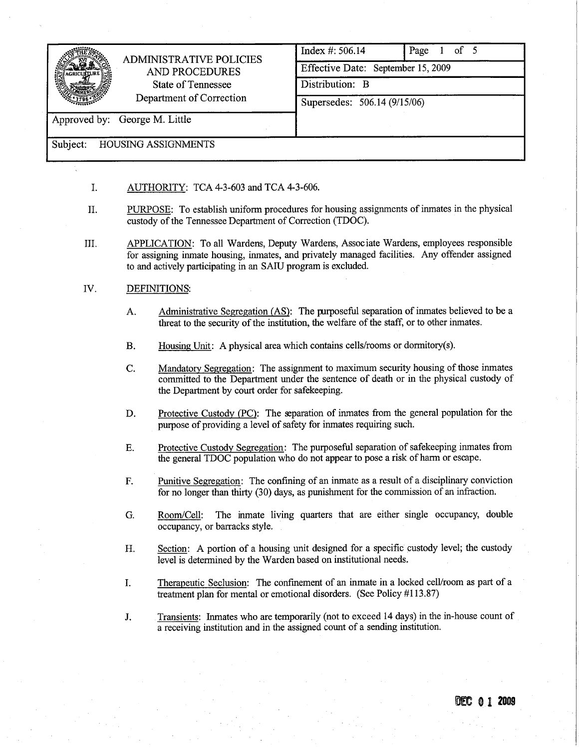| ADMINISTRATIVE POLICIES AND PROCEDURES State of Tennessee Department of Correction | Index #: 506.14 | Page 1 of 5 |
| --- | --- | --- |
| | Effective Date: September 15, 2009 | |
| | Distribution: B | |
| | Supersedes: 506.14 (9/15/06) | |
| Approved by: George M. Little | | |
| Subject: HOUSING ASSIGNMENTS | | |

I. AUTHORITY: TCA 4-3-603 and TCA 4-3-606.

II. PURPOSE: To establish uniform procedures for housing assignments of inmates in the physical custody of the Tennessee Department of Correction (TDOC).

III. APPLICATION: To all Wardens, Deputy Wardens, Associate Wardens, employees responsible for assigning inmate housing, inmates, and privately managed facilities. Any offender assigned to and actively participating in an SAIU program is excluded.

IV. DEFINITIONS:

A. Administrative Segregation (AS): The purposeful separation of inmates believed to be a threat to the security of the institution, the welfare of the staff, or to other inmates.

B. Housing Unit: A physical area which contains cells/rooms or dormitory(s).

C. Mandatory Segregation: The assignment to maximum security housing of those inmates committed to the Department under the sentence of death or in the physical custody of the Department by court order for safekeeping.

D. Protective Custody (PC): The separation of inmates from the general population for the purpose of providing a level of safety for inmates requiring such.

E. Protective Custody Segregation: The purposeful separation of safekeeping inmates from the general TDOC population who do not appear to pose a risk of harm or escape.

F. Punitive Segregation: The confining of an inmate as a result of a disciplinary conviction for no longer than thirty (30) days, as punishment for the commission of an infraction.

G. Room/Cell: The inmate living quarters that are either single occupancy, double occupancy, or barracks style.

H. Section: A portion of a housing unit designed for a specific custody level; the custody level is determined by the Warden based on institutional needs.

I. Therapeutic Seclusion: The confinement of an inmate in a locked cell/room as part of a treatment plan for mental or emotional disorders. (See Policy #113.87)

J. Transients: Inmates who are temporarily (not to exceed 14 days) in the in-house count of a receiving institution and in the assigned count of a sending institution.

DEC 01 2009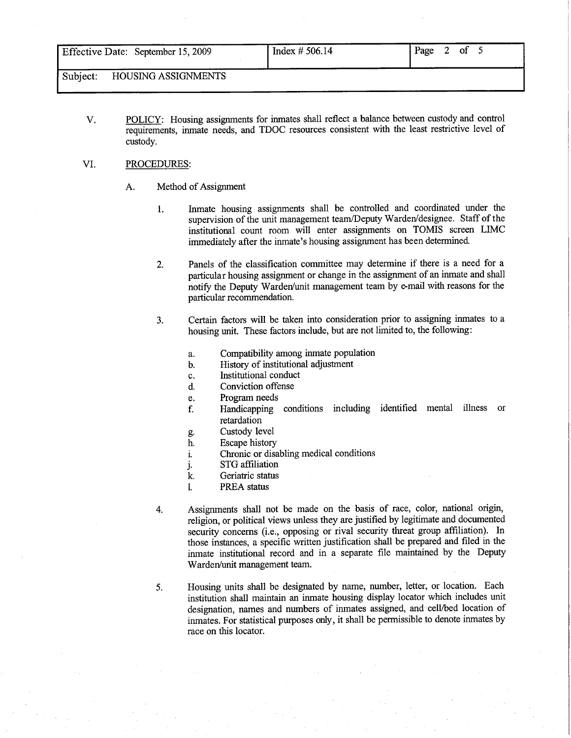V. <u>POLICY</u>: Housing assignments for inmates shall reflect a balance between custody and control requirements, inmate needs, and TDOC resources consistent with the least restrictive level of custody.

VI. <u>PROCEDURES</u>:

A. Method of Assignment

1. Inmate housing assignments shall be controlled and coordinated under the supervision of the unit management team/Deputy Warden/designee. Staff of the institutional count room will enter assignments on TOMIS screen LIMC immediately after the inmate's housing assignment has been determined.

2. Panels of the classification committee may determine if there is a need for a particular housing assignment or change in the assignment of an inmate and shall notify the Deputy Warden/unit management team by e-mail with reasons for the particular recommendation.

3. Certain factors will be taken into consideration prior to assigning inmates to a housing unit. These factors include, but are not limited to, the following:

   a. Compatibility among inmate population
   b. History of institutional adjustment
   c. Institutional conduct
   d. Conviction offense
   e. Program needs
   f. Handicapping conditions including identified mental illness or retardation
   g. Custody level
   h. Escape history
   i. Chronic or disabling medical conditions
   j. STG affiliation
   k. Geriatric status
   l. PREA status

4. Assignments shall not be made on the basis of race, color, national origin, religion, or political views unless they are justified by legitimate and documented security concerns (i.e., opposing or rival security threat group affiliation). In those instances, a specific written justification shall be prepared and filed in the inmate institutional record and in a separate file maintained by the Deputy Warden/unit management team.

5. Housing units shall be designated by name, number, letter, or location. Each institution shall maintain an inmate housing display locator which includes unit designation, names and numbers of inmates assigned, and cell/bed location of inmates. For statistical purposes only, it shall be permissible to denote inmates by race on this locator.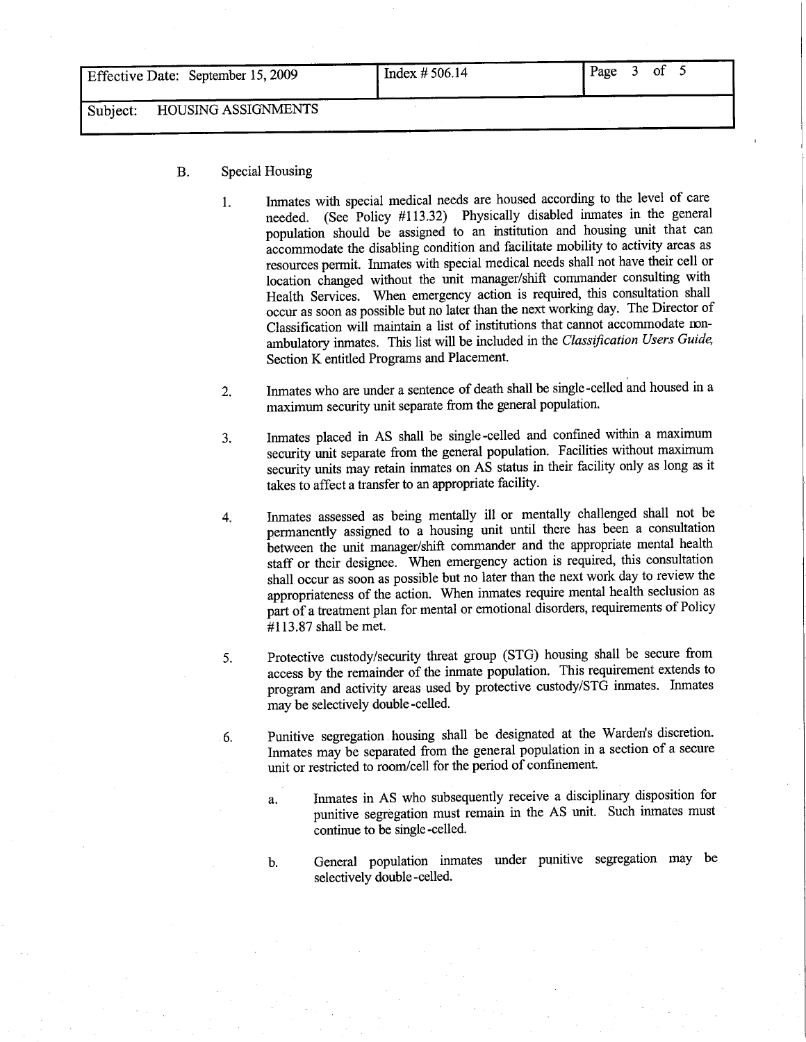| Effective Date: September 15, 2009 | Index # 506.14 |
|---|---|
| Subject: HOUSING ASSIGNMENTS | |

B. Special Housing

1. Inmates with special medical needs are housed according to the level of care needed. (See Policy #113.32) Physically disabled inmates in the general population should be assigned to an institution and housing unit that can accommodate the disabling condition and facilitate mobility to activity areas as resources permit. Inmates with special medical needs shall not have their cell or location changed without the unit manager/shift commander consulting with Health Services. When emergency action is required, this consultation shall occur as soon as possible but no later than the next working day. The Director of Classification will maintain a list of institutions that cannot accommodate non-ambulatory inmates. This list will be included in the *Classification Users Guide*, Section K entitled Programs and Placement.

2. Inmates who are under a sentence of death shall be single-celled and housed in a maximum security unit separate from the general population.

3. Inmates placed in AS shall be single-celled and confined within a maximum security unit separate from the general population. Facilities without maximum security units may retain inmates on AS status in their facility only as long as it takes to affect a transfer to an appropriate facility.

4. Inmates assessed as being mentally ill or mentally challenged shall not be permanently assigned to a housing unit until there has been a consultation between the unit manager/shift commander and the appropriate mental health staff or their designee. When emergency action is required, this consultation shall occur as soon as possible but no later than the next work day to review the appropriateness of the action. When inmates require mental health seclusion as part of a treatment plan for mental or emotional disorders, requirements of Policy #113.87 shall be met.

5. Protective custody/security threat group (STG) housing shall be secure from access by the remainder of the inmate population. This requirement extends to program and activity areas used by protective custody/STG inmates. Inmates may be selectively double-celled.

6. Punitive segregation housing shall be designated at the Warden's discretion. Inmates may be separated from the general population in a section of a secure unit or restricted to room/cell for the period of confinement.

   a. Inmates in AS who subsequently receive a disciplinary disposition for punitive segregation must remain in the AS unit. Such inmates must continue to be single-celled.

   b. General population inmates under punitive segregation may be selectively double-celled.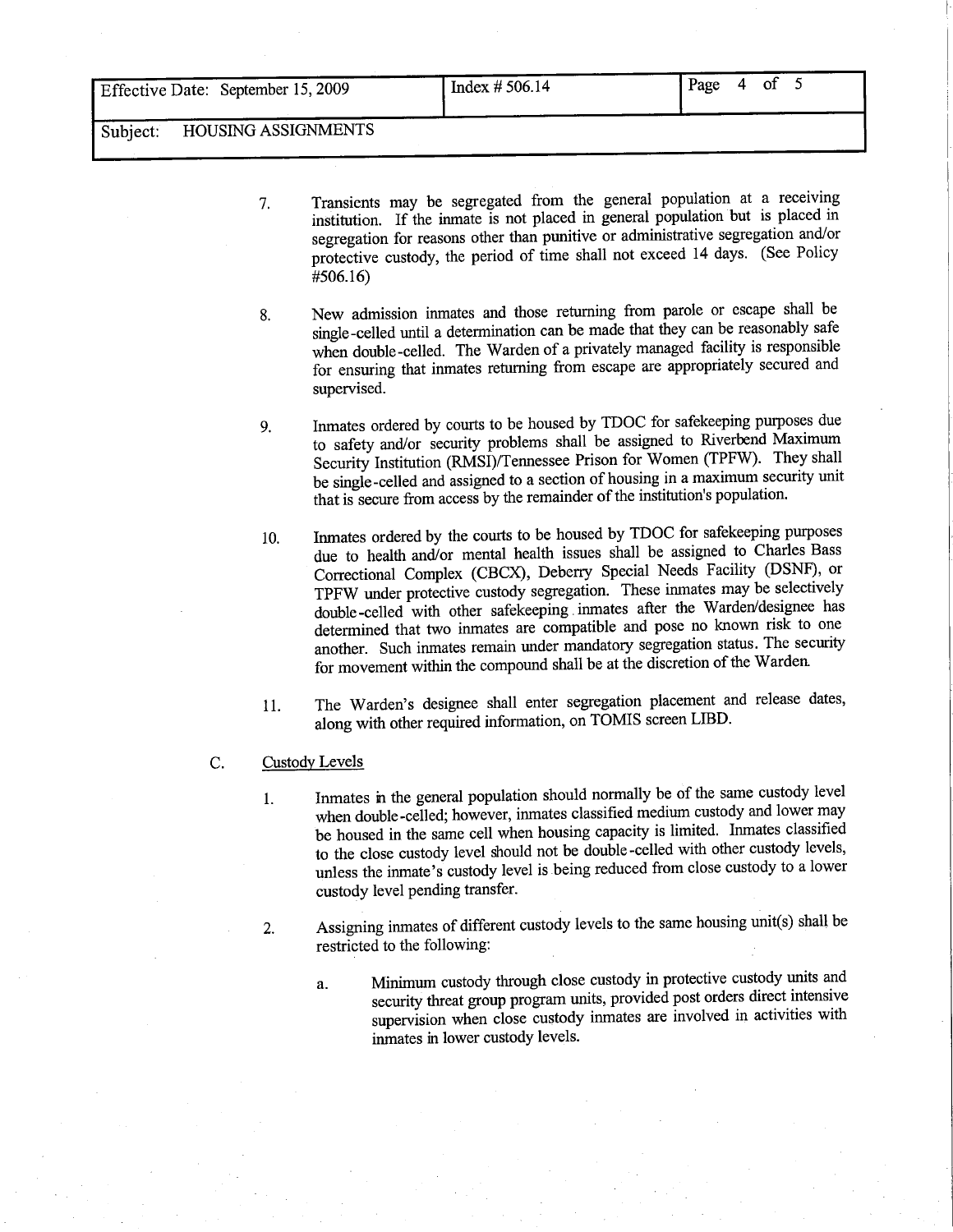7. Transients may be segregated from the general population at a receiving institution. If the inmate is not placed in general population but is placed in segregation for reasons other than punitive or administrative segregation and/or protective custody, the period of time shall not exceed 14 days. (See Policy #506.16)

8. New admission inmates and those returning from parole or escape shall be single-celled until a determination can be made that they can be reasonably safe when double-celled. The Warden of a privately managed facility is responsible for ensuring that inmates returning from escape are appropriately secured and supervised.

9. Inmates ordered by courts to be housed by TDOC for safekeeping purposes due to safety and/or security problems shall be assigned to Riverbend Maximum Security Institution (RMSI)/Tennessee Prison for Women (TPFW). They shall be single-celled and assigned to a section of housing in a maximum security unit that is secure from access by the remainder of the institution's population.

10. Inmates ordered by the courts to be housed by TDOC for safekeeping purposes due to health and/or mental health issues shall be assigned to Charles Bass Correctional Complex (CBCX), Deberry Special Needs Facility (DSNF), or TPFW under protective custody segregation. These inmates may be selectively double-celled with other safekeeping inmates after the Warden/designee has determined that two inmates are compatible and pose no known risk to one another. Such inmates remain under mandatory segregation status. The security for movement within the compound shall be at the discretion of the Warden.

11. The Warden's designee shall enter segregation placement and release dates, along with other required information, on TOMIS screen LIBD.

C. Custody Levels

1. Inmates in the general population should normally be of the same custody level when double-celled; however, inmates classified medium custody and lower may be housed in the same cell when housing capacity is limited. Inmates classified to the close custody level should not be double-celled with other custody levels, unless the inmate's custody level is being reduced from close custody to a lower custody level pending transfer.

2. Assigning inmates of different custody levels to the same housing unit(s) shall be restricted to the following:

   a. Minimum custody through close custody in protective custody units and security threat group program units, provided post orders direct intensive supervision when close custody inmates are involved in activities with inmates in lower custody levels.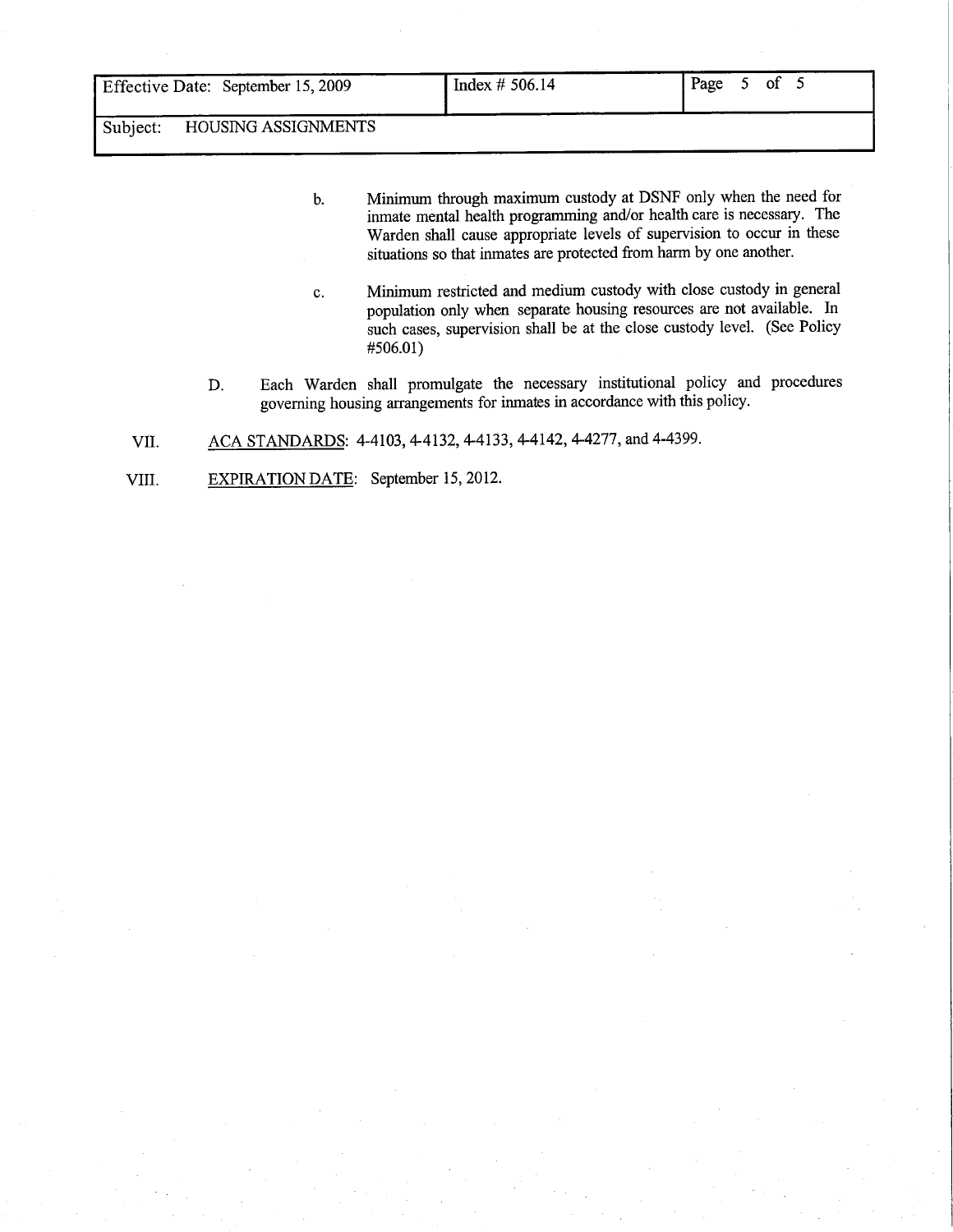b. Minimum through maximum custody at DSNF only when the need for inmate mental health programming and/or health care is necessary. The Warden shall cause appropriate levels of supervision to occur in these situations so that inmates are protected from harm by one another.

c. Minimum restricted and medium custody with close custody in general population only when separate housing resources are not available. In such cases, supervision shall be at the close custody level. (See Policy #506.01)

D. Each Warden shall promulgate the necessary institutional policy and procedures governing housing arrangements for inmates in accordance with this policy.

VII. ACA STANDARDS: 4-4103, 4-4132, 4-4133, 4-4142, 4-4277, and 4-4399.

VIII. EXPIRATION DATE: September 15, 2012.